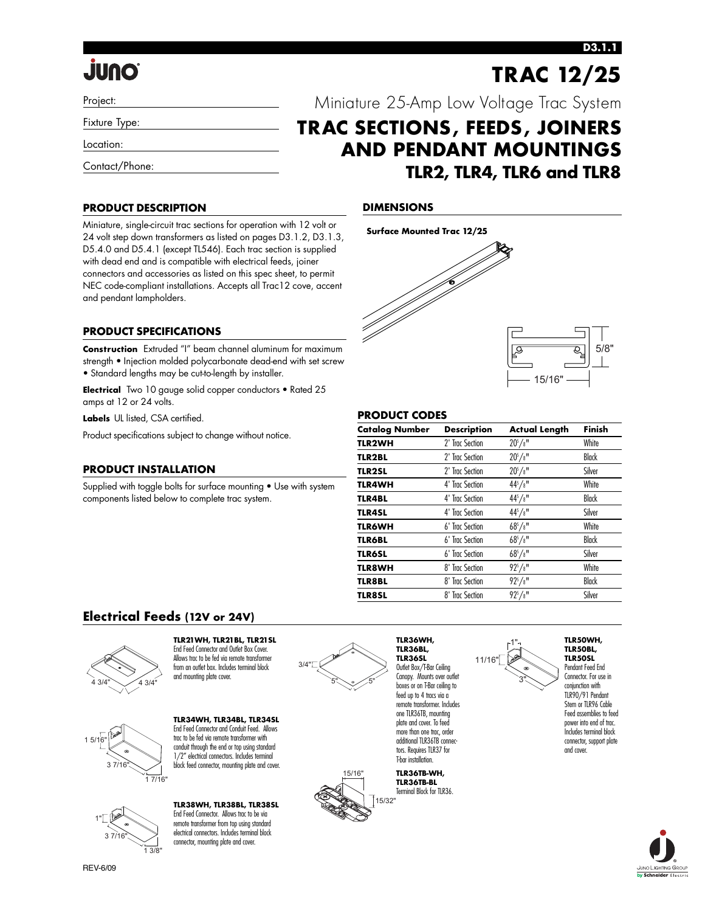# TRAC 12/25

Project:

Fixture Type:

Location:

Contact/Phone:

Miniature 25-Amp Low Voltage Trac System

## TRAC SECTIONS, FEEDS, JOINERS AND PENDANT MOUNTINGS

## TLR2, TLR4, TLR6 and TLR8

### PRODUCT DESCRIPTION

Miniature, single-circuit trac sections for operation with 12 volt or 24 volt step down transformers as listed on pages D3.1.2, D3.1.3, D5.4.0 and D5.4.1 (except TL546). Each trac section is supplied with dead end and is compatible with electrical feeds, joiner connectors and accessories as listed on this spec sheet, to permit NEC code-compliant installations. Accepts all Trac12 cove, accent and pendant lampholders.

### PRODUCT SPECIFICATIONS

**Construction** Extruded "I" beam channel aluminum for maximum strength • Injection molded polycarbonate dead-end with set screw • Standard lengths may be cut-to-length by installer.

**Electrical** Two 10 gauge solid copper conductors • Rated 25 amps at 12 or 24 volts.

**Labels** UL listed, CSA certified.

Product specifications subject to change without notice.

### PRODUCT INSTALLATION

Supplied with toggle bolts for surface mounting • Use with system components listed below to complete trac system.

### DIMENSIONS

**Surface Mounted Trac 12/25**

5/8"

15/16"

### PRODUCT CODES

| Catalog Number | Description | Actual Length | Finish |
|---|---|---|---|
| **TLR2WH** | 2' Trac Section | 20 5/8" | White |
| **TLR2BL** | 2' Trac Section | 20 5/8" | Black |
| **TLR2SL** | 2' Trac Section | 20 5/8" | Silver |
| **TLR4WH** | 4' Trac Section | 44 5/8" | White |
| **TLR4BL** | 4' Trac Section | 44 5/8" | Black |
| **TLR4SL** | 4' Trac Section | 44 5/8" | Silver |
| **TLR6WH** | 6' Trac Section | 68 5/8" | White |
| **TLR6BL** | 6' Trac Section | 68 5/8" | Black |
| **TLR6SL** | 6' Trac Section | 68 5/8" | Silver |
| **TLR8WH** | 8' Trac Section | 92 5/8" | White |
| **TLR8BL** | 8' Trac Section | 92 5/8" | Black |
| **TLR8SL** | 8' Trac Section | 92 5/8" | Silver |

## Electrical Feeds (12V or 24V)

4 3/4" × 4 3/4"

**TLR21WH, TLR21BL, TLR21SL**
End Feed Connector and Outlet Box Cover. Allows trac to be fed via remote transformer from an outlet box. Includes terminal block and mounting plate cover.

1 5/16" × 3 7/16" × 1 7/16"

**TLR34WH, TLR34BL, TLR34SL**
End Feed Connector and Conduit Feed. Allows trac to be fed via remote transformer with conduit through the end or top using standard 1/2" electrical connectors. Includes terminal block feed connector, mounting plate and cover.

1" × 3 7/16" × 1 3/8"

**TLR38WH, TLR38BL, TLR38SL**
End Feed Connector. Allows trac to be via remote transformer from top using standard electrical connectors. Includes terminal block connector, mounting plate and cover.

3/4" × 5" × 5"

**TLR36WH, TLR36BL, TLR36SL**
Outlet Box/T-Bar Ceiling Canopy. Mounts over outlet boxes or on T-Bar ceiling to feed up to 4 tracs via a remote transformer. Includes one TLR36TB, mounting plate and cover. To feed more than one trac, order additional TLR36TB connectors. Requires TLR37 for T-bar installation.

15/16" × 15/32"

**TLR36TB-WH, TLR36TB-BL**
Terminal Block for TLR36.

1" × 11/16" × 3"

**TLR50WH, TLR50BL, TLR50SL**
Pendant Feed End Connector. For use in conjunction with TLR90/91 Pendant Stem or TLR96 Cable Feed assemblies to feed power into end of trac. Includes terminal block connector, support plate and cover.

REV-6/09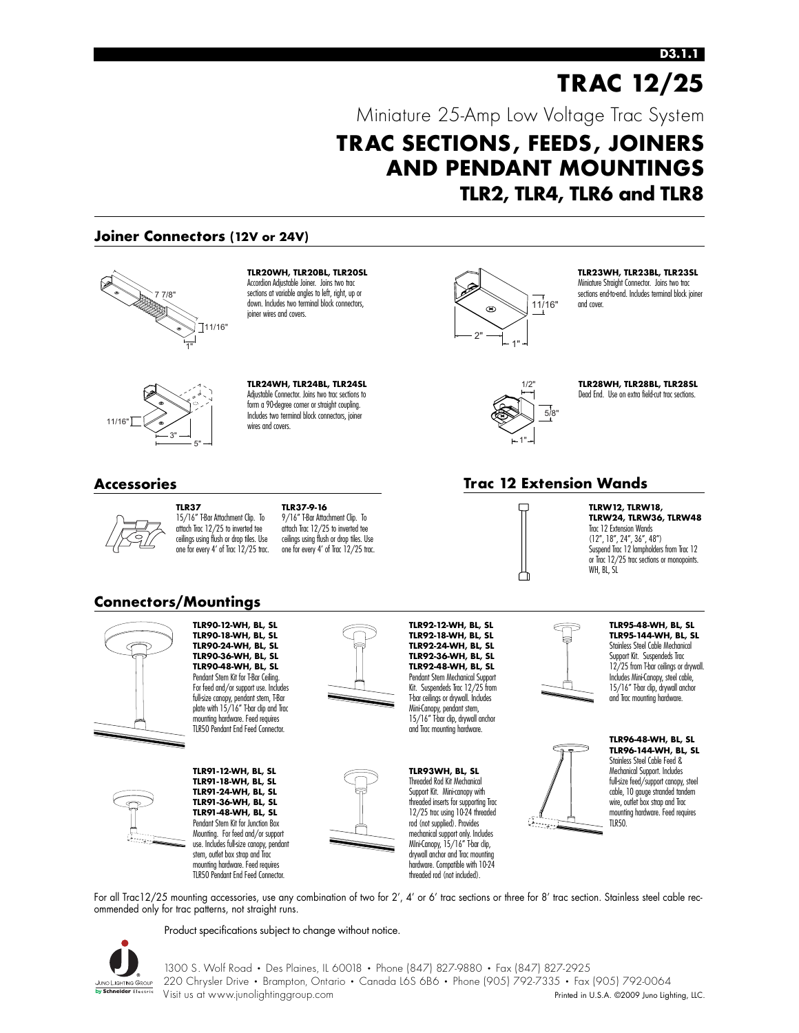D3.1.1

# TRAC 12/25

Miniature 25-Amp Low Voltage Trac System

## TRAC SECTIONS, FEEDS, JOINERS AND PENDANT MOUNTINGS

### TLR2, TLR4, TLR6 and TLR8

## Joiner Connectors (12V or 24V)

7 7/8"
11/16"
1"

**TLR20WH, TLR20BL, TLR20SL**
Accordion Adjustable Joiner. Joins two trac sections at variable angles to left, right, up or down. Includes two terminal block connectors, joiner wires and covers.

11/16"
2"
1"

**TLR23WH, TLR23BL, TLR23SL**
Miniature Straight Connector. Joins two trac sections end-to-end. Includes terminal block joiner and cover.

11/16"
3"
5"

**TLR24WH, TLR24BL, TLR24SL**
Adjustable Connector. Joins two trac sections to form a 90-degree corner or straight coupling. Includes two terminal block connectors, joiner wires and covers.

1/2"
5/8"
1"

**TLR28WH, TLR28BL, TLR28SL**
Dead End. Use on extra field-cut trac sections.

## Accessories

**TLR37**
15/16" T-Bar Attachment Clip. To attach Trac 12/25 to inverted tee ceilings using flush or drop tiles. Use one for every 4' of Trac 12/25 trac.

**TLR37-9-16**
9/16" T-Bar Attachment Clip. To attach Trac 12/25 to inverted tee ceilings using flush or drop tiles. Use one for every 4' of Trac 12/25 trac.

## Trac 12 Extension Wands

**TLRW12, TLRW18, TLRW24, TLRW36, TLRW48**
Trac 12 Extension Wands
(12", 18", 24", 36", 48")
Suspend Trac 12 lampholders from Trac 12 or Trac 12/25 trac sections or monopoints.
WH, BL, SL

## Connectors/Mountings

**TLR90-12-WH, BL, SL**
**TLR90-18-WH, BL, SL**
**TLR90-24-WH, BL, SL**
**TLR90-36-WH, BL, SL**
**TLR90-48-WH, BL, SL**
Pendant Stem Kit for T-Bar Ceiling. For feed and/or support use. Includes full-size canopy, pendant stem, T-Bar plate with 15/16" T-bar clip and Trac mounting hardware. Feed requires TLR50 Pendant End Feed Connector.

**TLR92-12-WH, BL, SL**
**TLR92-18-WH, BL, SL**
**TLR92-24-WH, BL, SL**
**TLR92-36-WH, BL, SL**
**TLR92-48-WH, BL, SL**
Pendant Stem Mechanical Support Kit. Suspendeds Trac 12/25 from T-bar ceilings or drywall. Includes Mini-Canopy, pendant stem, 15/16" T-bar clip, drywall anchor and Trac mounting hardware.

**TLR95-48-WH, BL, SL**
**TLR95-144-WH, BL, SL**
Stainless Steel Cable Mechanical Support Kit. Suspendeds Trac 12/25 from T-bar ceilings or drywall. Includes Mini-Canopy, steel cable, 15/16" T-bar clip, drywall anchor and Trac mounting hardware.

**TLR91-12-WH, BL, SL**
**TLR91-18-WH, BL, SL**
**TLR91-24-WH, BL, SL**
**TLR91-36-WH, BL, SL**
**TLR91-48-WH, BL, SL**
Pendant Stem Kit for Junction Box Mounting. For feed and/or support use. Includes full-size canopy, pendant stem, outlet box strap and Trac mounting hardware. Feed requires TLR50 Pendant End Feed Connector.

**TLR93WH, BL, SL**
Threaded Rod Kit Mechanical Support Kit. Mini-canopy with threaded inserts for supporting Trac 12/25 trac using 10-24 threaded rod (not supplied). Provides mechanical support only. Includes MIni-Canopy, 15/16" T-bar clip, drywall anchor and Trac mounting hardware. Compatible with 10-24 threaded rod (not included).

**TLR96-48-WH, BL, SL**
**TLR96-144-WH, BL, SL**
Stainless Steel Cable Feed & Mechanical Support. Includes full-size feed/support canopy, steel cable, 10 gauge stranded tandem wire, outlet box strap and Trac mounting hardware. Feed requires TLR50.

For all Trac12/25 mounting accessories, use any combination of two for 2', 4' or 6' trac sections or three for 8' trac section. Stainless steel cable recommended only for trac patterns, not straight runs.

Product specifications subject to change without notice.

JUNO LIGHTING GROUP by Schneider Electric

1300 S. Wolf Road • Des Plaines, IL 60018 • Phone (847) 827-9880 • Fax (847) 827-2925
220 Chrysler Drive • Brampton, Ontario • Canada L6S 6B6 • Phone (905) 792-7335 • Fax (905) 792-0064
Visit us at www.junolightinggroup.com

Printed in U.S.A. ©2009 Juno Lighting, LLC.